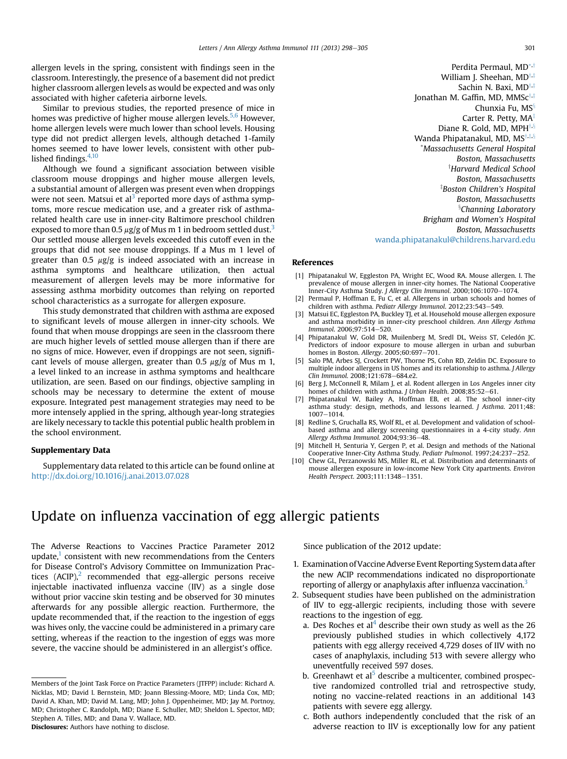allergen levels in the spring, consistent with findings seen in the classroom. Interestingly, the presence of a basement did not predict higher classroom allergen levels as would be expected and was only associated with higher cafeteria airborne levels.

Similar to previous studies, the reported presence of mice in homes was predictive of higher mouse allergen levels.[5,6] However, home allergen levels were much lower than school levels. Housing type did not predict allergen levels, although detached 1-family homes seemed to have lower levels, consistent with other published findings.[4,10]

Although we found a significant association between visible classroom mouse droppings and higher mouse allergen levels, a substantial amount of allergen was present even when droppings were not seen. Matsui et al[3] reported more days of asthma symptoms, more rescue medication use, and a greater risk of asthma-related health care use in inner-city Baltimore preschool children exposed to more than 0.5 μg/g of Mus m 1 in bedroom settled dust.[3] Our settled mouse allergen levels exceeded this cutoff even in the groups that did not see mouse droppings. If a Mus m 1 level of greater than 0.5 μg/g is indeed associated with an increase in asthma symptoms and healthcare utilization, then actual measurement of allergen levels may be more informative for assessing asthma morbidity outcomes than relying on reported school characteristics as a surrogate for allergen exposure.

This study demonstrated that children with asthma are exposed to significant levels of mouse allergen in inner-city schools. We found that when mouse droppings are seen in the classroom there are much higher levels of settled mouse allergen than if there are no signs of mice. However, even if droppings are not seen, significant levels of mouse allergen, greater than 0.5 μg/g of Mus m 1, a level linked to an increase in asthma symptoms and healthcare utilization, are seen. Based on our findings, objective sampling in schools may be necessary to determine the extent of mouse exposure. Integrated pest management strategies may need to be more intensely applied in the spring, although year-long strategies are likely necessary to tackle this potential public health problem in the school environment.

### Supplementary Data

Supplementary data related to this article can be found online at http://dx.doi.org/10.1016/j.anai.2013.07.028

Perdita Permaul, MD[*,†]
William J. Sheehan, MD[†,‡]
Sachin N. Baxi, MD[†,‡]
Jonathan M. Gaffin, MD, MMSc[†,‡]
Chunxia Fu, MS[§]
Carter R. Petty, MA[‡]
Diane R. Gold, MD, MPH[†,§]
Wanda Phipatanakul, MD, MS[†,‡,§]

[*] *Massachusetts General Hospital*
*Boston, Massachusetts*
[†] *Harvard Medical School*
*Boston, Massachusetts*
[‡] *Boston Children's Hospital*
*Boston, Massachusetts*
[§] *Channing Laboratory*
*Brigham and Women's Hospital*
*Boston, Massachusetts*
wanda.phipatanakul@childrens.harvard.edu

### References

[1] Phipatanakul W, Eggleston PA, Wright EC, Wood RA. Mouse allergen. I. The prevalence of mouse allergen in inner-city homes. The National Cooperative Inner-City Asthma Study. *J Allergy Clin Immunol*. 2000;106:1070–1074.
[2] Permaul P, Hoffman E, Fu C, et al. Allergens in urban schools and homes of children with asthma. *Pediatr Allergy Immunol*. 2012;23:543–549.
[3] Matsui EC, Eggleston PA, Buckley TJ, et al. Household mouse allergen exposure and asthma morbidity in inner-city preschool children. *Ann Allergy Asthma Immunol*. 2006;97:514–520.
[4] Phipatanakul W, Gold DR, Muilenberg M, Sredl DL, Weiss ST, Celedón JC. Predictors of indoor exposure to mouse allergen in urban and suburban homes in Boston. *Allergy*. 2005;60:697–701.
[5] Salo PM, Arbes SJ, Crockett PW, Thorne PS, Cohn RD, Zeldin DC. Exposure to multiple indoor allergens in US homes and its relationship to asthma. *J Allergy Clin Immunol*. 2008;121:678–684.e2.
[6] Berg J, McConnell R, Milam J, et al. Rodent allergen in Los Angeles inner city homes of children with asthma. *J Urban Health*. 2008;85:52–61.
[7] Phipatanakul W, Bailey A, Hoffman EB, et al. The school inner-city asthma study: design, methods, and lessons learned. *J Asthma*. 2011;48:1007–1014.
[8] Redline S, Gruchalla RS, Wolf RL, et al. Development and validation of school-based asthma and allergy screening questionnaires in a 4-city study. *Ann Allergy Asthma Immunol*. 2004;93:36–48.
[9] Mitchell H, Senturia Y, Gergen P, et al. Design and methods of the National Cooperative Inner-City Asthma Study. *Pediatr Pulmonol*. 1997;24:237–252.
[10] Chew GL, Perzanowski MS, Miller RL, et al. Distribution and determinants of mouse allergen exposure in low-income New York City apartments. *Environ Health Perspect*. 2003;111:1348–1351.

# Update on influenza vaccination of egg allergic patients

The Adverse Reactions to Vaccines Practice Parameter 2012 update,[1] consistent with new recommendations from the Centers for Disease Control's Advisory Committee on Immunization Practices (ACIP),[2] recommended that egg-allergic persons receive injectable inactivated influenza vaccine (IIV) as a single dose without prior vaccine skin testing and be observed for 30 minutes afterwards for any possible allergic reaction. Furthermore, the update recommended that, if the reaction to the ingestion of eggs was hives only, the vaccine could be administered in a primary care setting, whereas if the reaction to the ingestion of eggs was more severe, the vaccine should be administered in an allergist's office.

Members of the Joint Task Force on Practice Parameters (JTFPP) include: Richard A. Nicklas, MD; David I. Bernstein, MD; Joann Blessing-Moore, MD; Linda Cox, MD; David A. Khan, MD; David M. Lang, MD; John J. Oppenheimer, MD; Jay M. Portnoy, MD; Christopher C. Randolph, MD; Diane E. Schuller, MD; Sheldon L. Spector, MD; Stephen A. Tilles, MD; and Dana V. Wallace, MD.
**Disclosures:** Authors have nothing to disclose.

Since publication of the 2012 update:

1. Examination of Vaccine Adverse Event Reporting System data after the new ACIP recommendations indicated no disproportionate reporting of allergy or anaphylaxis after influenza vaccination.[3]
2. Subsequent studies have been published on the administration of IIV to egg-allergic recipients, including those with severe reactions to the ingestion of egg.
   a. Des Roches et al[4] describe their own study as well as the 26 previously published studies in which collectively 4,172 patients with egg allergy received 4,729 doses of IIV with no cases of anaphylaxis, including 513 with severe allergy who uneventfully received 597 doses.
   b. Greenhawt et al[5] describe a multicenter, combined prospective randomized controlled trial and retrospective study, noting no vaccine-related reactions in an additional 143 patients with severe egg allergy.
   c. Both authors independently concluded that the risk of an adverse reaction to IIV is exceptionally low for any patient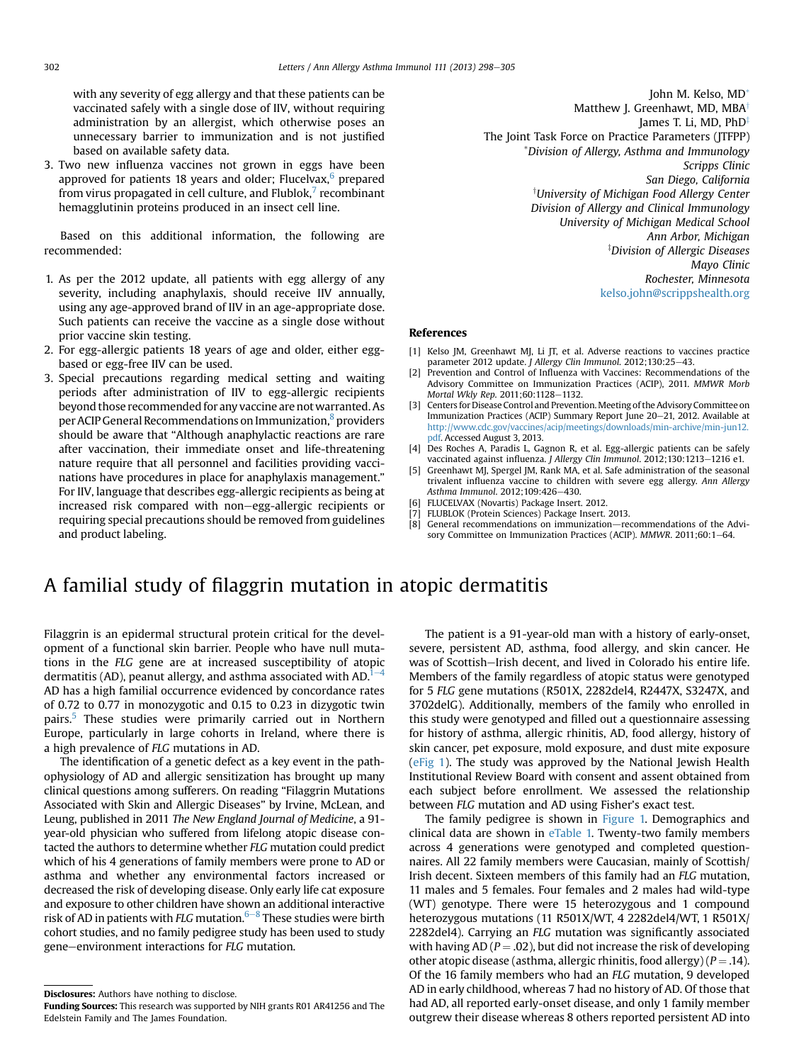with any severity of egg allergy and that these patients can be vaccinated safely with a single dose of IIV, without requiring administration by an allergist, which otherwise poses an unnecessary barrier to immunization and is not justified based on available safety data.

3. Two new influenza vaccines not grown in eggs have been approved for patients 18 years and older; Flucelvax,[6] prepared from virus propagated in cell culture, and Flublok,[7] recombinant hemagglutinin proteins produced in an insect cell line.

Based on this additional information, the following are recommended:

1. As per the 2012 update, all patients with egg allergy of any severity, including anaphylaxis, should receive IIV annually, using any age-approved brand of IIV in an age-appropriate dose. Such patients can receive the vaccine as a single dose without prior vaccine skin testing.
2. For egg-allergic patients 18 years of age and older, either egg-based or egg-free IIV can be used.
3. Special precautions regarding medical setting and waiting periods after administration of IIV to egg-allergic recipients beyond those recommended for any vaccine are not warranted. As per ACIP General Recommendations on Immunization,[8] providers should be aware that "Although anaphylactic reactions are rare after vaccination, their immediate onset and life-threatening nature require that all personnel and facilities providing vaccinations have procedures in place for anaphylaxis management." For IIV, language that describes egg-allergic recipients as being at increased risk compared with non–egg-allergic recipients or requiring special precautions should be removed from guidelines and product labeling.

John M. Kelso, MD[*]
Matthew J. Greenhawt, MD, MBA[†]
James T. Li, MD, PhD[‡]
The Joint Task Force on Practice Parameters (JTFPP)
[*]Division of Allergy, Asthma and Immunology
Scripps Clinic
San Diego, California
[†]University of Michigan Food Allergy Center
Division of Allergy and Clinical Immunology
University of Michigan Medical School
Ann Arbor, Michigan
[‡]Division of Allergic Diseases
Mayo Clinic
Rochester, Minnesota
kelso.john@scrippshealth.org

## References

[1] Kelso JM, Greenhawt MJ, Li JT, et al. Adverse reactions to vaccines practice parameter 2012 update. *J Allergy Clin Immunol.* 2012;130:25–43.
[2] Prevention and Control of Influenza with Vaccines: Recommendations of the Advisory Committee on Immunization Practices (ACIP), 2011. *MMWR Morb Mortal Wkly Rep.* 2011;60:1128–1132.
[3] Centers for Disease Control and Prevention. Meeting of the Advisory Committee on Immunization Practices (ACIP) Summary Report June 20–21, 2012. Available at http://www.cdc.gov/vaccines/acip/meetings/downloads/min-archive/min-jun12.pdf. Accessed August 3, 2013.
[4] Des Roches A, Paradis L, Gagnon R, et al. Egg-allergic patients can be safely vaccinated against influenza. *J Allergy Clin Immunol.* 2012;130:1213–1216 e1.
[5] Greenhawt MJ, Spergel JM, Rank MA, et al. Safe administration of the seasonal trivalent influenza vaccine to children with severe egg allergy. *Ann Allergy Asthma Immunol.* 2012;109:426–430.
[6] FLUCELVAX (Novartis) Package Insert. 2012.
[7] FLUBLOK (Protein Sciences) Package Insert. 2013.
[8] General recommendations on immunization—recommendations of the Advisory Committee on Immunization Practices (ACIP). *MMWR.* 2011;60:1–64.

# A familial study of filaggrin mutation in atopic dermatitis

Filaggrin is an epidermal structural protein critical for the development of a functional skin barrier. People who have null mutations in the *FLG* gene are at increased susceptibility of atopic dermatitis (AD), peanut allergy, and asthma associated with AD.[1–4] AD has a high familial occurrence evidenced by concordance rates of 0.72 to 0.77 in monozygotic and 0.15 to 0.23 in dizygotic twin pairs.[5] These studies were primarily carried out in Northern Europe, particularly in large cohorts in Ireland, where there is a high prevalence of *FLG* mutations in AD.

The identification of a genetic defect as a key event in the pathophysiology of AD and allergic sensitization has brought up many clinical questions among sufferers. On reading "Filaggrin Mutations Associated with Skin and Allergic Diseases" by Irvine, McLean, and Leung, published in 2011 *The New England Journal of Medicine*, a 91-year-old physician who suffered from lifelong atopic disease contacted the authors to determine whether *FLG* mutation could predict which of his 4 generations of family members were prone to AD or asthma and whether any environmental factors increased or decreased the risk of developing disease. Only early life cat exposure and exposure to other children have shown an additional interactive risk of AD in patients with *FLG* mutation.[6–8] These studies were birth cohort studies, and no family pedigree study has been used to study gene–environment interactions for *FLG* mutation.

**Disclosures:** Authors have nothing to disclose.
**Funding Sources:** This research was supported by NIH grants R01 AR41256 and The Edelstein Family and The James Foundation.

The patient is a 91-year-old man with a history of early-onset, severe, persistent AD, asthma, food allergy, and skin cancer. He was of Scottish–Irish decent, and lived in Colorado his entire life. Members of the family regardless of atopic status were genotyped for 5 *FLG* gene mutations (R501X, 2282del4, R2447X, S3247X, and 3702delG). Additionally, members of the family who enrolled in this study were genotyped and filled out a questionnaire assessing for history of asthma, allergic rhinitis, AD, food allergy, history of skin cancer, pet exposure, mold exposure, and dust mite exposure (eFig 1). The study was approved by the National Jewish Health Institutional Review Board with consent and assent obtained from each subject before enrollment. We assessed the relationship between *FLG* mutation and AD using Fisher's exact test.

The family pedigree is shown in Figure 1. Demographics and clinical data are shown in eTable 1. Twenty-two family members across 4 generations were genotyped and completed questionnaires. All 22 family members were Caucasian, mainly of Scottish/Irish decent. Sixteen members of this family had an *FLG* mutation, 11 males and 5 females. Four females and 2 males had wild-type (WT) genotype. There were 15 heterozygous and 1 compound heterozygous mutations (11 R501X/WT, 4 2282del4/WT, 1 R501X/2282del4). Carrying an *FLG* mutation was significantly associated with having AD ($P = .02$), but did not increase the risk of developing other atopic disease (asthma, allergic rhinitis, food allergy) ($P = .14$). Of the 16 family members who had an *FLG* mutation, 9 developed AD in early childhood, whereas 7 had no history of AD. Of those that had AD, all reported early-onset disease, and only 1 family member outgrew their disease whereas 8 others reported persistent AD into